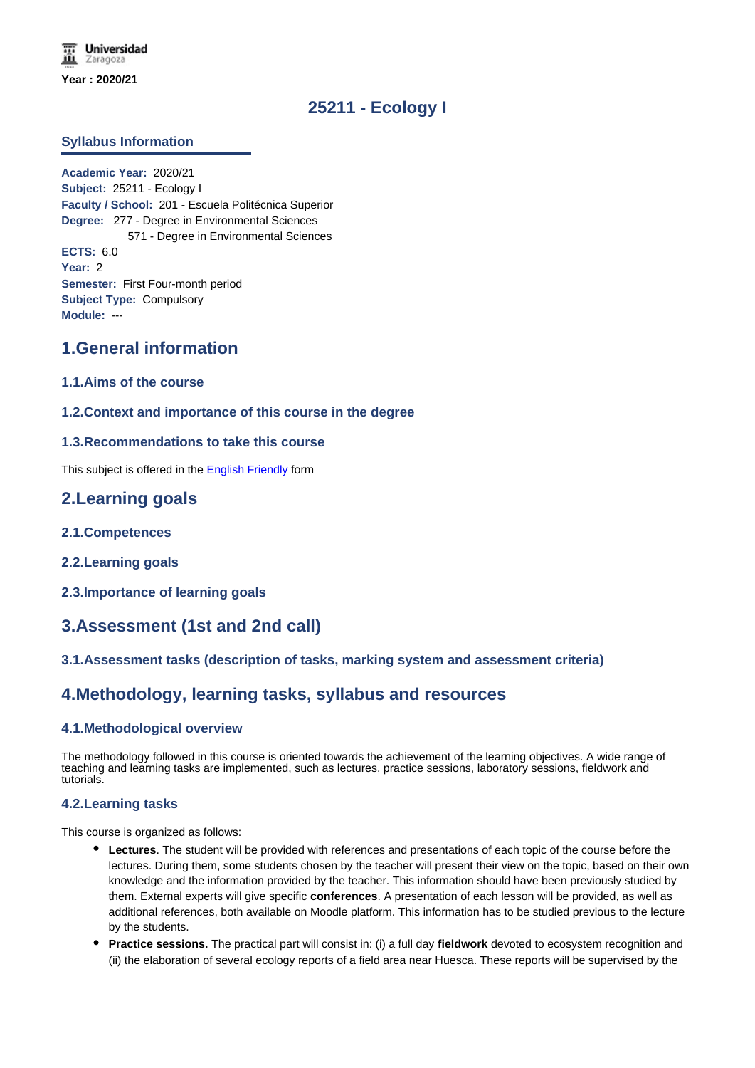Universidad Zaragoza

**Year : 2020/21**

# 25211 - Ecology I

## Syllabus Information

**Academic Year:** 2020/21
**Subject:** 25211 - Ecology I
**Faculty / School:** 201 - Escuela Politécnica Superior
**Degree:** 277 - Degree in Environmental Sciences
571 - Degree in Environmental Sciences
**ECTS:** 6.0
**Year:** 2
**Semester:** First Four-month period
**Subject Type:** Compulsory
**Module:** ---

## 1.General information

### 1.1.Aims of the course

### 1.2.Context and importance of this course in the degree

### 1.3.Recommendations to take this course

This subject is offered in the English Friendly form

## 2.Learning goals

### 2.1.Competences

### 2.2.Learning goals

### 2.3.Importance of learning goals

## 3.Assessment (1st and 2nd call)

### 3.1.Assessment tasks (description of tasks, marking system and assessment criteria)

## 4.Methodology, learning tasks, syllabus and resources

### 4.1.Methodological overview

The methodology followed in this course is oriented towards the achievement of the learning objectives. A wide range of teaching and learning tasks are implemented, such as lectures, practice sessions, laboratory sessions, fieldwork and tutorials.

### 4.2.Learning tasks

This course is organized as follows:

- **Lectures**. The student will be provided with references and presentations of each topic of the course before the lectures. During them, some students chosen by the teacher will present their view on the topic, based on their own knowledge and the information provided by the teacher. This information should have been previously studied by them. External experts will give specific **conferences**. A presentation of each lesson will be provided, as well as additional references, both available on Moodle platform. This information has to be studied previous to the lecture by the students.
- **Practice sessions.** The practical part will consist in: (i) a full day **fieldwork** devoted to ecosystem recognition and (ii) the elaboration of several ecology reports of a field area near Huesca. These reports will be supervised by the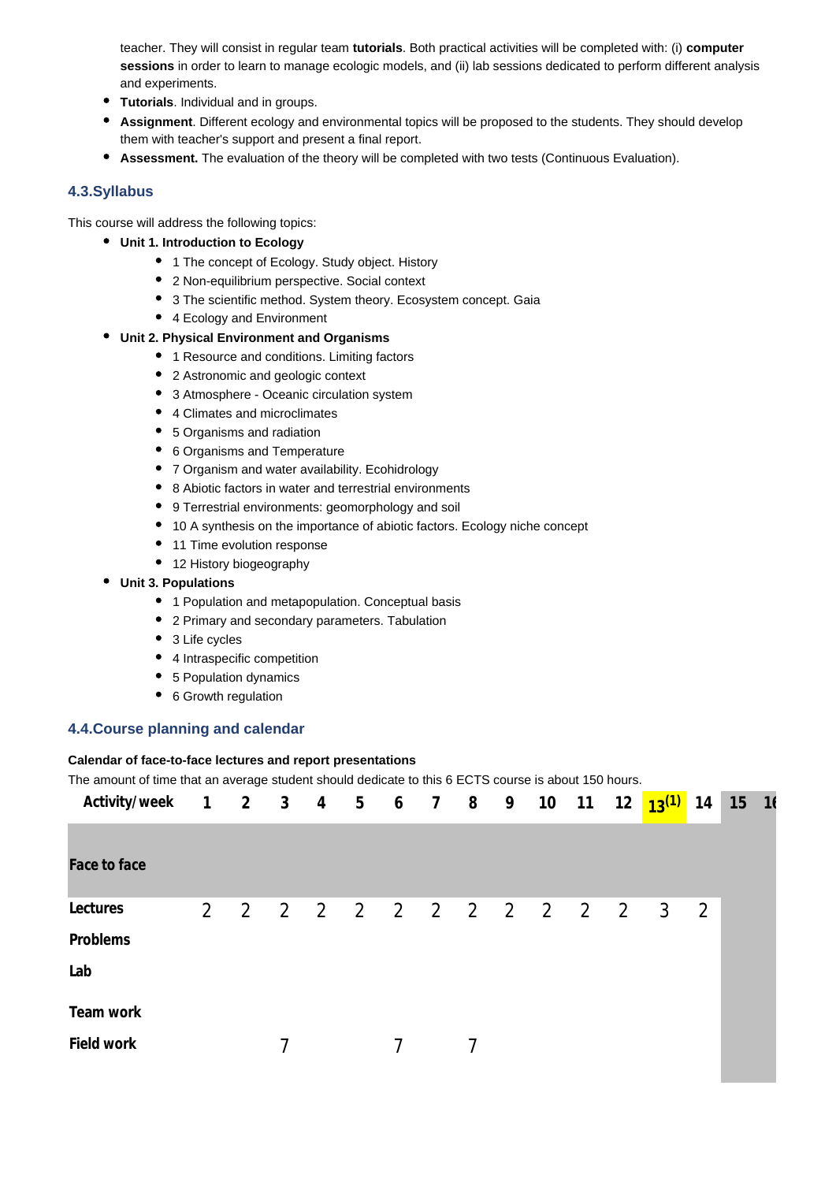teacher. They will consist in regular team **tutorials**. Both practical activities will be completed with: (i) **computer sessions** in order to learn to manage ecologic models, and (ii) lab sessions dedicated to perform different analysis and experiments.

- **Tutorials**. Individual and in groups.
- **Assignment**. Different ecology and environmental topics will be proposed to the students. They should develop them with teacher's support and present a final report.
- **Assessment.** The evaluation of the theory will be completed with two tests (Continuous Evaluation).

### 4.3.Syllabus

This course will address the following topics:

- **Unit 1. Introduction to Ecology**
  - 1 The concept of Ecology. Study object. History
  - 2 Non-equilibrium perspective. Social context
  - 3 The scientific method. System theory. Ecosystem concept. Gaia
  - 4 Ecology and Environment
- **Unit 2. Physical Environment and Organisms**
  - 1 Resource and conditions. Limiting factors
  - 2 Astronomic and geologic context
  - 3 Atmosphere - Oceanic circulation system
  - 4 Climates and microclimates
  - 5 Organisms and radiation
  - 6 Organisms and Temperature
  - 7 Organism and water availability. Ecohidrology
  - 8 Abiotic factors in water and terrestrial environments
  - 9 Terrestrial environments: geomorphology and soil
  - 10 A synthesis on the importance of abiotic factors. Ecology niche concept
  - 11 Time evolution response
  - 12 History biogeography
- **Unit 3. Populations**
  - 1 Population and metapopulation. Conceptual basis
  - 2 Primary and secondary parameters. Tabulation
  - 3 Life cycles
  - 4 Intraspecific competition
  - 5 Population dynamics
  - 6 Growth regulation

### 4.4.Course planning and calendar

**Calendar of face-to-face lectures and report presentations**

The amount of time that an average student should dedicate to this 6 ECTS course is about 150 hours.

| Activity/week | 1 | 2 | 3 | 4 | 5 | 6 | 7 | 8 | 9 | 10 | 11 | 12 | 13[1] | 14 | 15 | 16 |
|---|---|---|---|---|---|---|---|---|---|---|---|---|---|---|---|---|
| **Face to face** | | | | | | | | | | | | | | | | |
| **Lectures** | 2 | 2 | 2 | 2 | 2 | 2 | 2 | 2 | 2 | 2 | 2 | 2 | 3 | 2 | | |
| **Problems** | | | | | | | | | | | | | | | | |
| **Lab** | | | | | | | | | | | | | | | | |
| **Team work** | | | | | | | | | | | | | | | | |
| **Field work** | | | 7 | | | 7 | | 7 | | | | | | | | |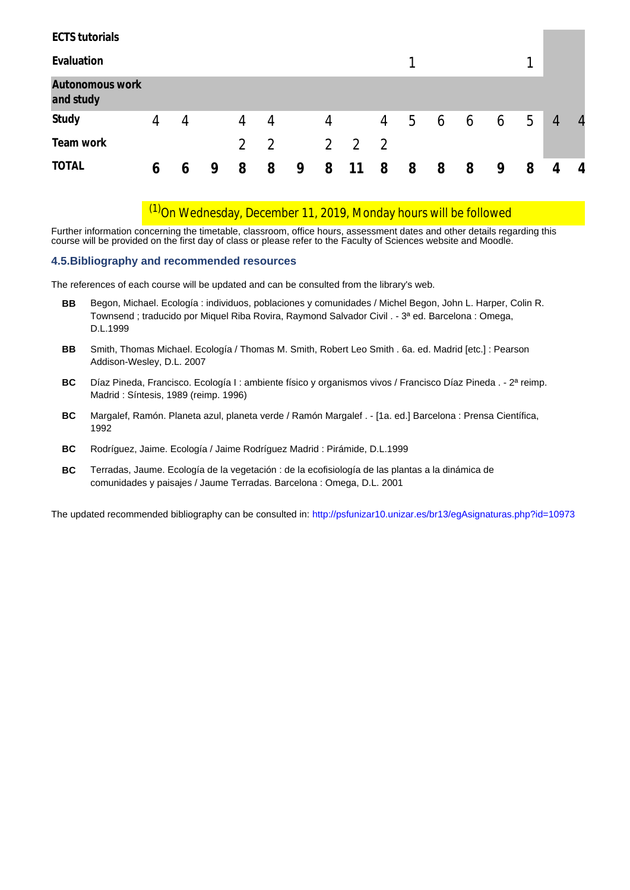| | | | | | | | | | | | | | | | | |
|---|---|---|---|---|---|---|---|---|---|---|---|---|---|---|---|---|
| **ECTS tutorials** | | | | | | | | | | | | | | | | |
| **Evaluation** | | | | | | | | | | 1 | | | | 1 | | |
| **Autonomous work and study** | | | | | | | | | | | | | | | | |
| **Study** | 4 | 4 | | 4 | 4 | | 4 | | 4 | 5 | 6 | 6 | 6 | 5 | 4 | 4 |
| **Team work** | | | | 2 | 2 | | 2 | 2 | 2 | | | | | | | |
| **TOTAL** | **6** | **6** | **9** | **8** | **8** | **9** | **8** | **11** | **8** | **8** | **8** | **8** | **9** | **8** | **4** | **4** |

(1) On Wednesday, December 11, 2019, Monday hours will be followed

Further information concerning the timetable, classroom, office hours, assessment dates and other details regarding this course will be provided on the first day of class or please refer to the Faculty of Sciences website and Moodle.

### 4.5.Bibliography and recommended resources

The references of each course will be updated and can be consulted from the library's web.

- **BB** Begon, Michael. Ecología : individuos, poblaciones y comunidades / Michel Begon, John L. Harper, Colin R. Townsend ; traducido por Miquel Riba Rovira, Raymond Salvador Civil . - 3ª ed. Barcelona : Omega, D.L.1999
- **BB** Smith, Thomas Michael. Ecología / Thomas M. Smith, Robert Leo Smith . 6a. ed. Madrid [etc.] : Pearson Addison-Wesley, D.L. 2007
- **BC** Díaz Pineda, Francisco. Ecología I : ambiente físico y organismos vivos / Francisco Díaz Pineda . - 2ª reimp. Madrid : Síntesis, 1989 (reimp. 1996)
- **BC** Margalef, Ramón. Planeta azul, planeta verde / Ramón Margalef . - [1a. ed.] Barcelona : Prensa Científica, 1992
- **BC** Rodríguez, Jaime. Ecología / Jaime Rodríguez Madrid : Pirámide, D.L.1999
- **BC** Terradas, Jaume. Ecología de la vegetación : de la ecofisiología de las plantas a la dinámica de comunidades y paisajes / Jaume Terradas. Barcelona : Omega, D.L. 2001

The updated recommended bibliography can be consulted in: http://psfunizar10.unizar.es/br13/egAsignaturas.php?id=10973